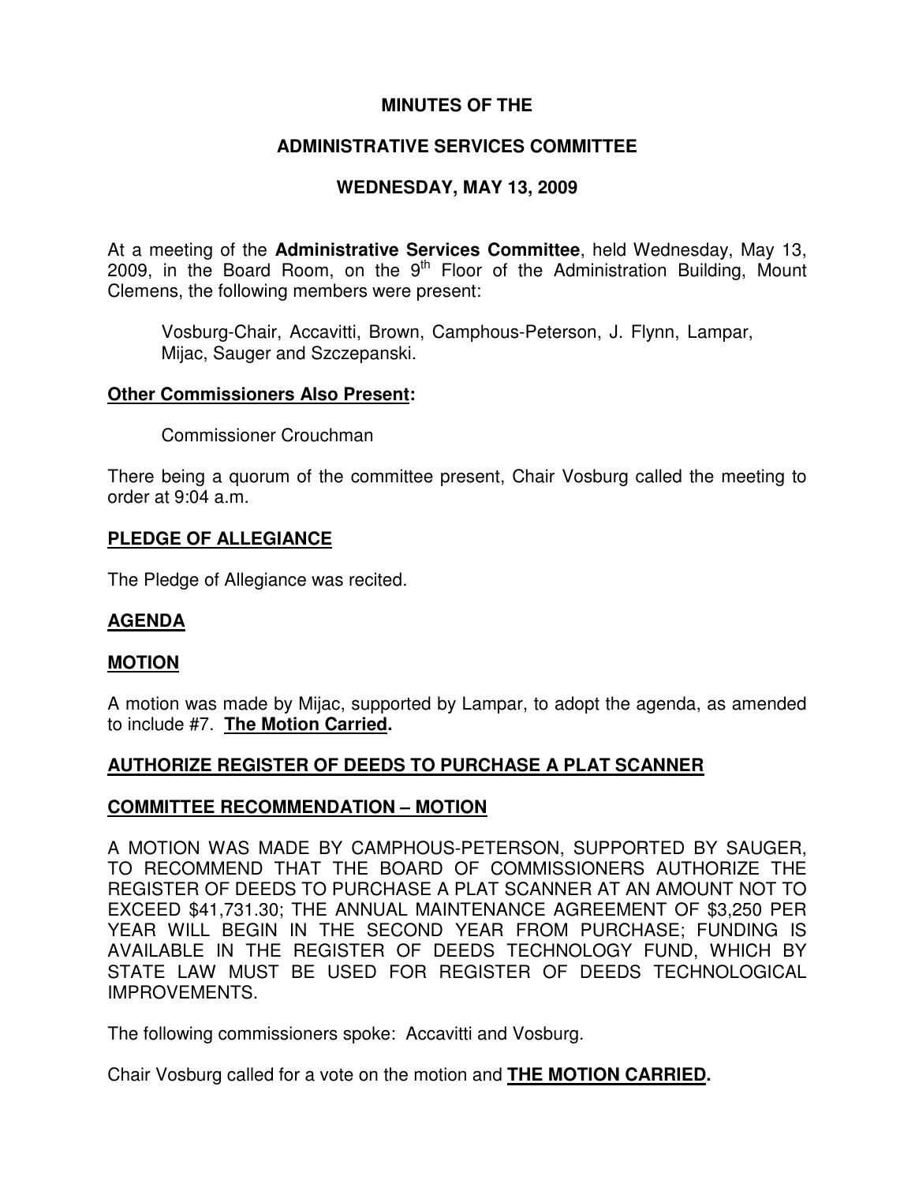# MINUTES OF THE

# ADMINISTRATIVE SERVICES COMMITTEE

# WEDNESDAY, MAY 13, 2009

At a meeting of the **Administrative Services Committee**, held Wednesday, May 13, 2009, in the Board Room, on the 9th Floor of the Administration Building, Mount Clemens, the following members were present:

> Vosburg-Chair, Accavitti, Brown, Camphous-Peterson, J. Flynn, Lampar, Mijac, Sauger and Szczepanski.

**Other Commissioners Also Present:**

> Commissioner Crouchman

There being a quorum of the committee present, Chair Vosburg called the meeting to order at 9:04 a.m.

## PLEDGE OF ALLEGIANCE

The Pledge of Allegiance was recited.

## AGENDA

## MOTION

A motion was made by Mijac, supported by Lampar, to adopt the agenda, as amended to include #7. **The Motion Carried.**

## AUTHORIZE REGISTER OF DEEDS TO PURCHASE A PLAT SCANNER

## COMMITTEE RECOMMENDATION – MOTION

A MOTION WAS MADE BY CAMPHOUS-PETERSON, SUPPORTED BY SAUGER, TO RECOMMEND THAT THE BOARD OF COMMISSIONERS AUTHORIZE THE REGISTER OF DEEDS TO PURCHASE A PLAT SCANNER AT AN AMOUNT NOT TO EXCEED $41,731.30; THE ANNUAL MAINTENANCE AGREEMENT OF $3,250 PER YEAR WILL BEGIN IN THE SECOND YEAR FROM PURCHASE; FUNDING IS AVAILABLE IN THE REGISTER OF DEEDS TECHNOLOGY FUND, WHICH BY STATE LAW MUST BE USED FOR REGISTER OF DEEDS TECHNOLOGICAL IMPROVEMENTS.

The following commissioners spoke: Accavitti and Vosburg.

Chair Vosburg called for a vote on the motion and **THE MOTION CARRIED.**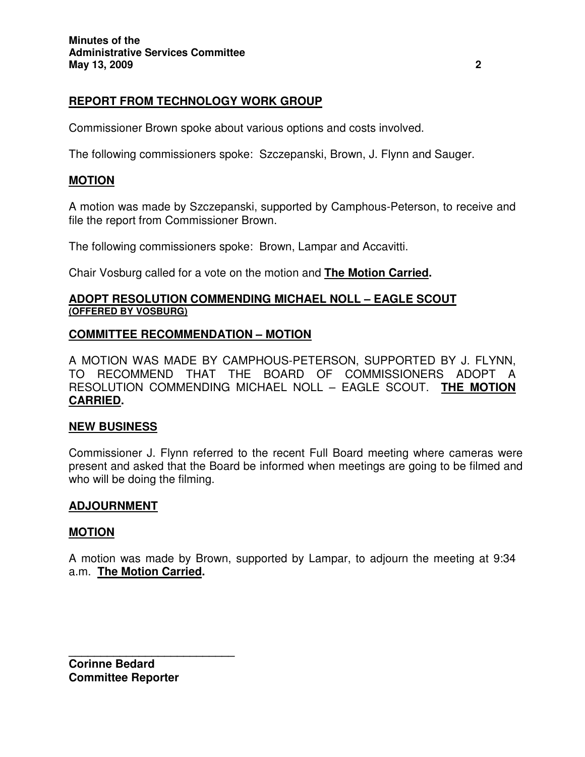**REPORT FROM TECHNOLOGY WORK GROUP**

Commissioner Brown spoke about various options and costs involved.

The following commissioners spoke: Szczepanski, Brown, J. Flynn and Sauger.

**MOTION**

A motion was made by Szczepanski, supported by Camphous-Peterson, to receive and file the report from Commissioner Brown.

The following commissioners spoke: Brown, Lampar and Accavitti.

Chair Vosburg called for a vote on the motion and **The Motion Carried.**

**ADOPT RESOLUTION COMMENDING MICHAEL NOLL – EAGLE SCOUT**
**(OFFERED BY VOSBURG)**

**COMMITTEE RECOMMENDATION – MOTION**

A MOTION WAS MADE BY CAMPHOUS-PETERSON, SUPPORTED BY J. FLYNN, TO RECOMMEND THAT THE BOARD OF COMMISSIONERS ADOPT A RESOLUTION COMMENDING MICHAEL NOLL – EAGLE SCOUT. **THE MOTION CARRIED.**

**NEW BUSINESS**

Commissioner J. Flynn referred to the recent Full Board meeting where cameras were present and asked that the Board be informed when meetings are going to be filmed and who will be doing the filming.

**ADJOURNMENT**

**MOTION**

A motion was made by Brown, supported by Lampar, to adjourn the meeting at 9:34 a.m. **The Motion Carried.**

___________________________

**Corinne Bedard**
**Committee Reporter**